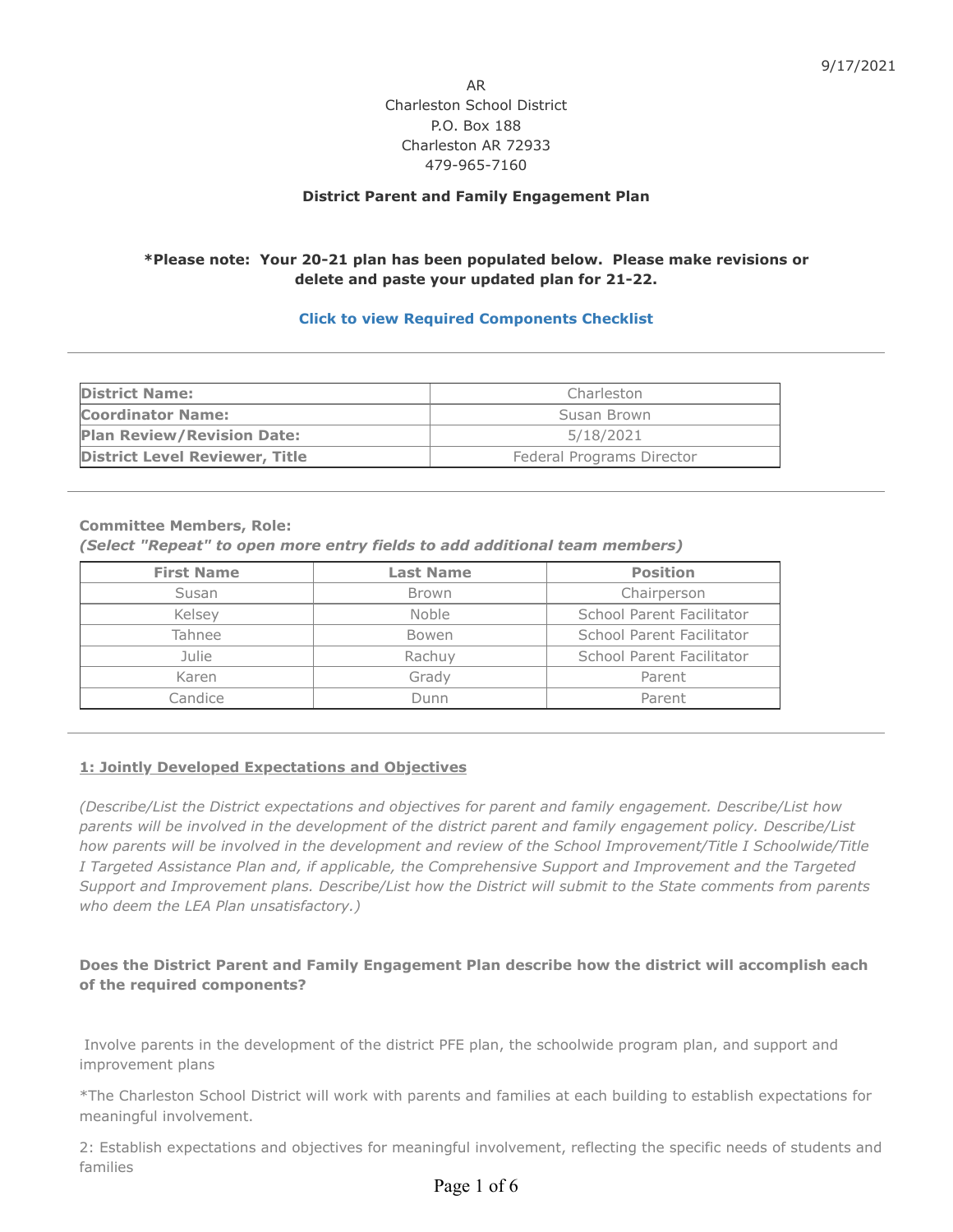9/17/2021

AR
Charleston School District
P.O. Box 188
Charleston AR 72933
479-965-7160

**District Parent and Family Engagement Plan**

**\*Please note: Your 20-21 plan has been populated below. Please make revisions or delete and paste your updated plan for 21-22.**

**Click to view Required Components Checklist**

---

| **District Name:** | Charleston |
|---|---|
| **Coordinator Name:** | Susan Brown |
| **Plan Review/Revision Date:** | 5/18/2021 |
| **District Level Reviewer, Title** | Federal Programs Director |

---

**Committee Members, Role:**
***(Select "Repeat" to open more entry fields to add additional team members)***

| First Name | Last Name | Position |
|---|---|---|
| Susan | Brown | Chairperson |
| Kelsey | Noble | School Parent Facilitator |
| Tahnee | Bowen | School Parent Facilitator |
| Julie | Rachuy | School Parent Facilitator |
| Karen | Grady | Parent |
| Candice | Dunn | Parent |

---

**1: Jointly Developed Expectations and Objectives**

*(Describe/List the District expectations and objectives for parent and family engagement. Describe/List how parents will be involved in the development of the district parent and family engagement policy. Describe/List how parents will be involved in the development and review of the School Improvement/Title I Schoolwide/Title I Targeted Assistance Plan and, if applicable, the Comprehensive Support and Improvement and the Targeted Support and Improvement plans. Describe/List how the District will submit to the State comments from parents who deem the LEA Plan unsatisfactory.)*

**Does the District Parent and Family Engagement Plan describe how the district will accomplish each of the required components?**

Involve parents in the development of the district PFE plan, the schoolwide program plan, and support and improvement plans

*The Charleston School District will work with parents and families at each building to establish expectations for meaningful involvement.

2: Establish expectations and objectives for meaningful involvement, reflecting the specific needs of students and families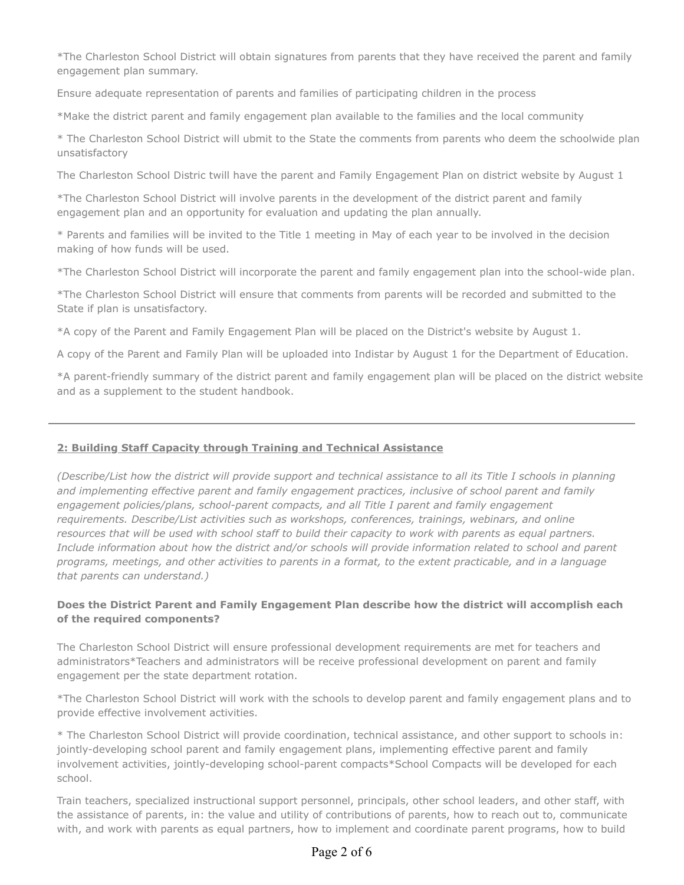*The Charleston School District will obtain signatures from parents that they have received the parent and family engagement plan summary.

Ensure adequate representation of parents and families of participating children in the process

*Make the district parent and family engagement plan available to the families and the local community

* The Charleston School District will ubmit to the State the comments from parents who deem the schoolwide plan unsatisfactory

The Charleston School Distric twill have the parent and Family Engagement Plan on district website by August 1

*The Charleston School District will involve parents in the development of the district parent and family engagement plan and an opportunity for evaluation and updating the plan annually.

* Parents and families will be invited to the Title 1 meeting in May of each year to be involved in the decision making of how funds will be used.

*The Charleston School District will incorporate the parent and family engagement plan into the school-wide plan.

*The Charleston School District will ensure that comments from parents will be recorded and submitted to the State if plan is unsatisfactory.

*A copy of the Parent and Family Engagement Plan will be placed on the District's website by August 1.

A copy of the Parent and Family Plan will be uploaded into Indistar by August 1 for the Department of Education.

*A parent-friendly summary of the district parent and family engagement plan will be placed on the district website and as a supplement to the student handbook.

---

## 2: Building Staff Capacity through Training and Technical Assistance

*(Describe/List how the district will provide support and technical assistance to all its Title I schools in planning and implementing effective parent and family engagement practices, inclusive of school parent and family engagement policies/plans, school-parent compacts, and all Title I parent and family engagement requirements. Describe/List activities such as workshops, conferences, trainings, webinars, and online resources that will be used with school staff to build their capacity to work with parents as equal partners. Include information about how the district and/or schools will provide information related to school and parent programs, meetings, and other activities to parents in a format, to the extent practicable, and in a language that parents can understand.)*

**Does the District Parent and Family Engagement Plan describe how the district will accomplish each of the required components?**

The Charleston School District will ensure professional development requirements are met for teachers and administrators*Teachers and administrators will be receive professional development on parent and family engagement per the state department rotation.

*The Charleston School District will work with the schools to develop parent and family engagement plans and to provide effective involvement activities.

* The Charleston School District will provide coordination, technical assistance, and other support to schools in: jointly-developing school parent and family engagement plans, implementing effective parent and family involvement activities, jointly-developing school-parent compacts*School Compacts will be developed for each school.

Train teachers, specialized instructional support personnel, principals, other school leaders, and other staff, with the assistance of parents, in: the value and utility of contributions of parents, how to reach out to, communicate with, and work with parents as equal partners, how to implement and coordinate parent programs, how to build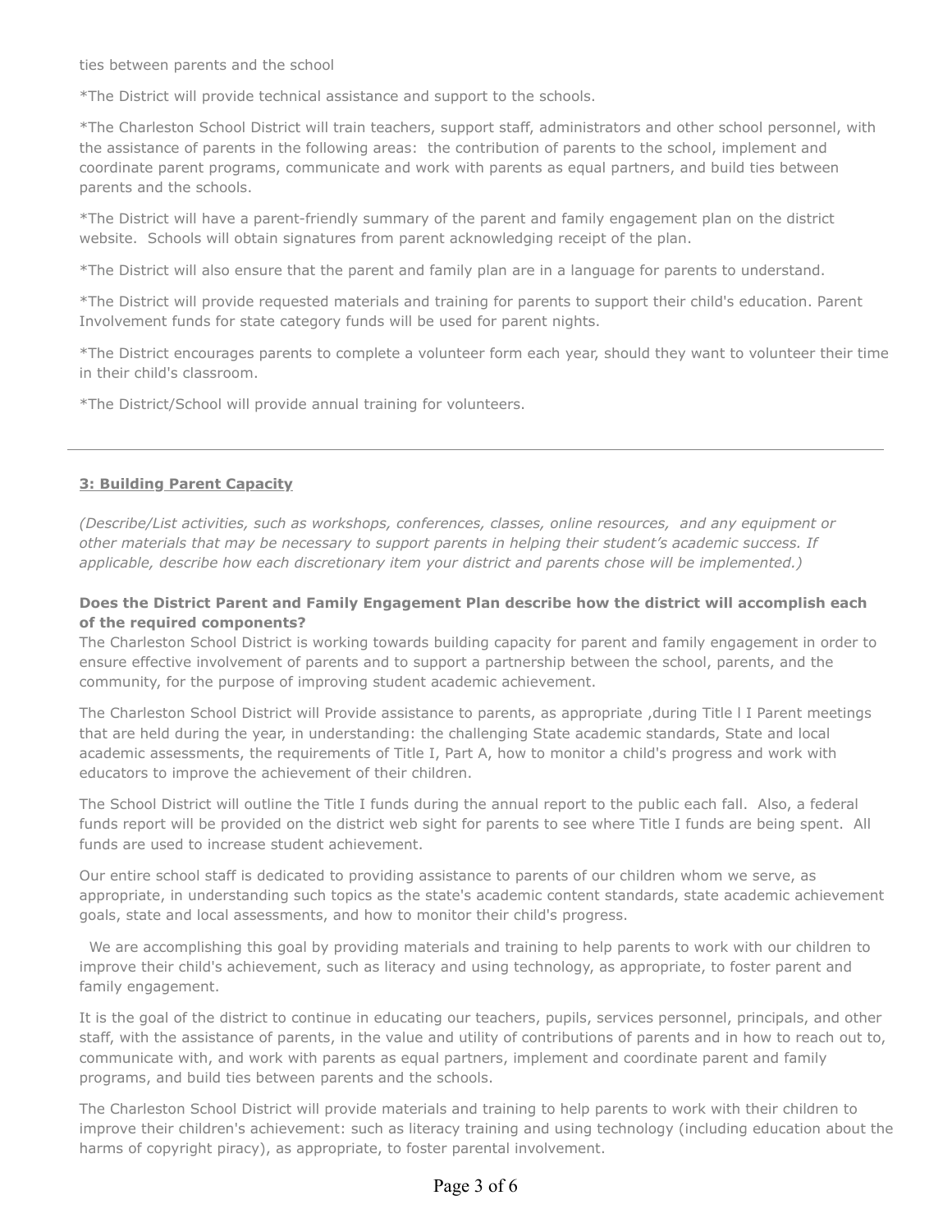ties between parents and the school

*The District will provide technical assistance and support to the schools.

*The Charleston School District will train teachers, support staff, administrators and other school personnel, with the assistance of parents in the following areas:  the contribution of parents to the school, implement and coordinate parent programs, communicate and work with parents as equal partners, and build ties between parents and the schools.

*The District will have a parent-friendly summary of the parent and family engagement plan on the district website.  Schools will obtain signatures from parent acknowledging receipt of the plan.

*The District will also ensure that the parent and family plan are in a language for parents to understand.

*The District will provide requested materials and training for parents to support their child's education. Parent Involvement funds for state category funds will be used for parent nights.

*The District encourages parents to complete a volunteer form each year, should they want to volunteer their time in their child's classroom.

*The District/School will provide annual training for volunteers.

---

**3: Building Parent Capacity**

*(Describe/List activities, such as workshops, conferences, classes, online resources,  and any equipment or other materials that may be necessary to support parents in helping their student's academic success. If applicable, describe how each discretionary item your district and parents chose will be implemented.)*

**Does the District Parent and Family Engagement Plan describe how the district will accomplish each of the required components?**

The Charleston School District is working towards building capacity for parent and family engagement in order to ensure effective involvement of parents and to support a partnership between the school, parents, and the community, for the purpose of improving student academic achievement.

The Charleston School District will Provide assistance to parents, as appropriate ,during Title l I Parent meetings that are held during the year, in understanding: the challenging State academic standards, State and local academic assessments, the requirements of Title I, Part A, how to monitor a child's progress and work with educators to improve the achievement of their children.

The School District will outline the Title I funds during the annual report to the public each fall.  Also, a federal funds report will be provided on the district web sight for parents to see where Title I funds are being spent.  All funds are used to increase student achievement.

Our entire school staff is dedicated to providing assistance to parents of our children whom we serve, as appropriate, in understanding such topics as the state's academic content standards, state academic achievement goals, state and local assessments, and how to monitor their child's progress.

We are accomplishing this goal by providing materials and training to help parents to work with our children to improve their child's achievement, such as literacy and using technology, as appropriate, to foster parent and family engagement.

It is the goal of the district to continue in educating our teachers, pupils, services personnel, principals, and other staff, with the assistance of parents, in the value and utility of contributions of parents and in how to reach out to, communicate with, and work with parents as equal partners, implement and coordinate parent and family programs, and build ties between parents and the schools.

The Charleston School District will provide materials and training to help parents to work with their children to improve their children's achievement: such as literacy training and using technology (including education about the harms of copyright piracy), as appropriate, to foster parental involvement.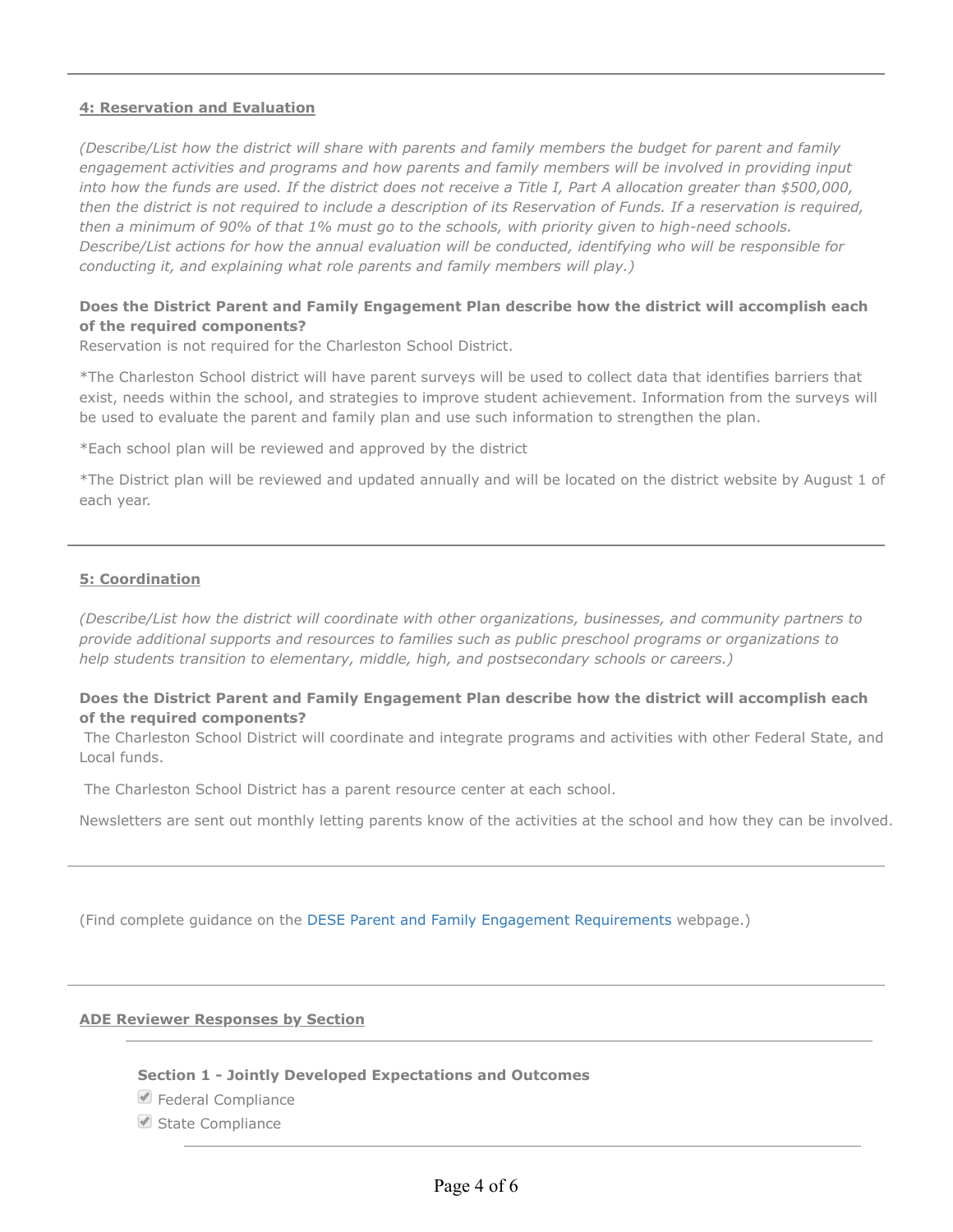---

## 4: Reservation and Evaluation

*(Describe/List how the district will share with parents and family members the budget for parent and family engagement activities and programs and how parents and family members will be involved in providing input into how the funds are used. If the district does not receive a Title I, Part A allocation greater than $500,000, then the district is not required to include a description of its Reservation of Funds. If a reservation is required, then a minimum of 90% of that 1% must go to the schools, with priority given to high-need schools. Describe/List actions for how the annual evaluation will be conducted, identifying who will be responsible for conducting it, and explaining what role parents and family members will play.)*

**Does the District Parent and Family Engagement Plan describe how the district will accomplish each of the required components?**

Reservation is not required for the Charleston School District.

*The Charleston School district will have parent surveys will be used to collect data that identifies barriers that exist, needs within the school, and strategies to improve student achievement. Information from the surveys will be used to evaluate the parent and family plan and use such information to strengthen the plan.

*Each school plan will be reviewed and approved by the district

*The District plan will be reviewed and updated annually and will be located on the district website by August 1 of each year.

---

## 5: Coordination

*(Describe/List how the district will coordinate with other organizations, businesses, and community partners to provide additional supports and resources to families such as public preschool programs or organizations to help students transition to elementary, middle, high, and postsecondary schools or careers.)*

**Does the District Parent and Family Engagement Plan describe how the district will accomplish each of the required components?**

The Charleston School District will coordinate and integrate programs and activities with other Federal State, and Local funds.

The Charleston School District has a parent resource center at each school.

Newsletters are sent out monthly letting parents know of the activities at the school and how they can be involved.

---

(Find complete guidance on the DESE Parent and Family Engagement Requirements webpage.)

---

## ADE Reviewer Responses by Section

### Section 1 - Jointly Developed Expectations and Outcomes

- ☑ Federal Compliance
- ☑ State Compliance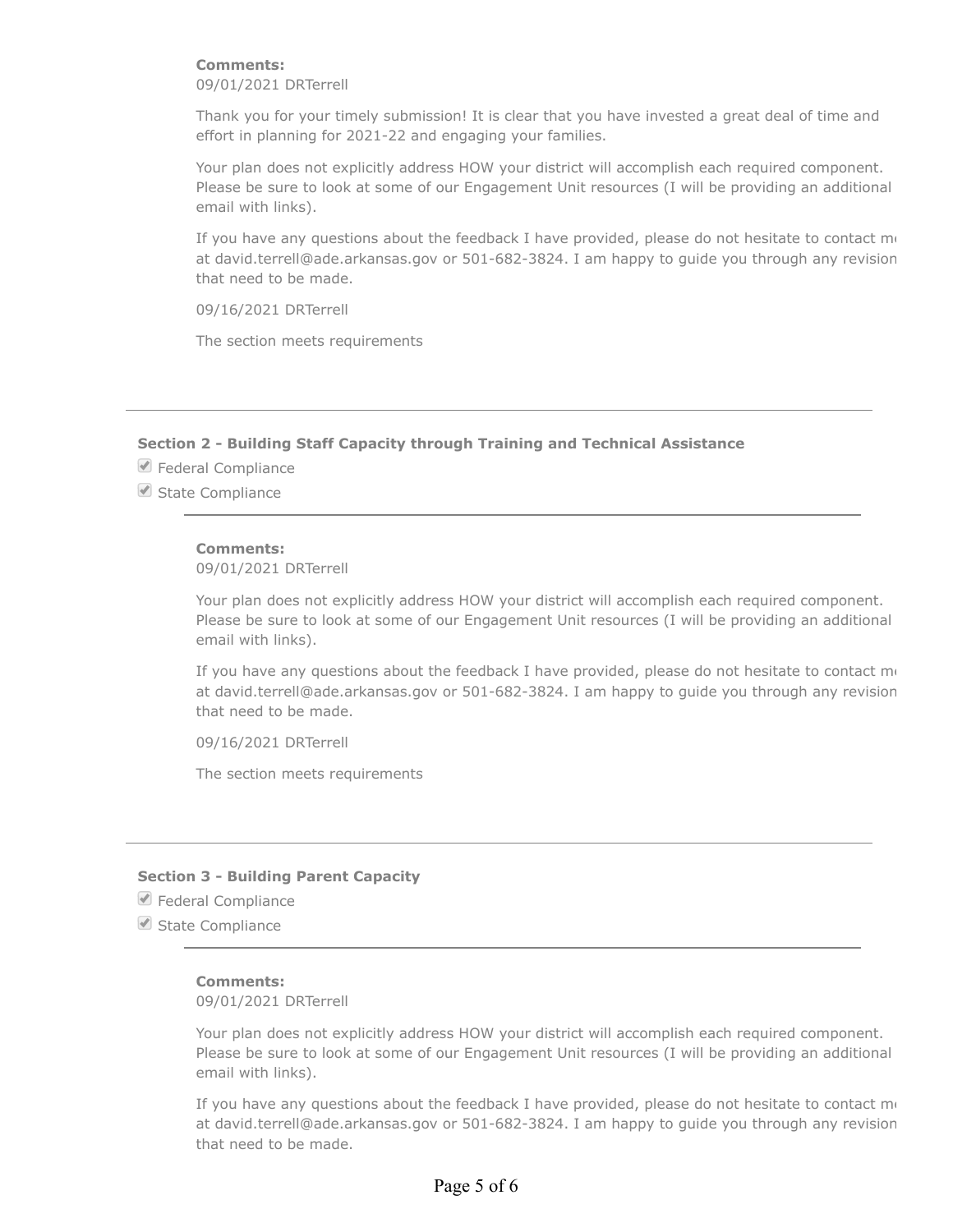**Comments:**
09/01/2021 DRTerrell

Thank you for your timely submission! It is clear that you have invested a great deal of time and effort in planning for 2021-22 and engaging your families.

Your plan does not explicitly address HOW your district will accomplish each required component. Please be sure to look at some of our Engagement Unit resources (I will be providing an additional email with links).

If you have any questions about the feedback I have provided, please do not hesitate to contact me at david.terrell@ade.arkansas.gov or 501-682-3824. I am happy to guide you through any revision that need to be made.

09/16/2021 DRTerrell

The section meets requirements

---

### Section 2 - Building Staff Capacity through Training and Technical Assistance

- [x] Federal Compliance
- [x] State Compliance

---

**Comments:**
09/01/2021 DRTerrell

Your plan does not explicitly address HOW your district will accomplish each required component. Please be sure to look at some of our Engagement Unit resources (I will be providing an additional email with links).

If you have any questions about the feedback I have provided, please do not hesitate to contact me at david.terrell@ade.arkansas.gov or 501-682-3824. I am happy to guide you through any revision that need to be made.

09/16/2021 DRTerrell

The section meets requirements

---

### Section 3 - Building Parent Capacity

- [x] Federal Compliance
- [x] State Compliance

---

**Comments:**
09/01/2021 DRTerrell

Your plan does not explicitly address HOW your district will accomplish each required component. Please be sure to look at some of our Engagement Unit resources (I will be providing an additional email with links).

If you have any questions about the feedback I have provided, please do not hesitate to contact me at david.terrell@ade.arkansas.gov or 501-682-3824. I am happy to guide you through any revision that need to be made.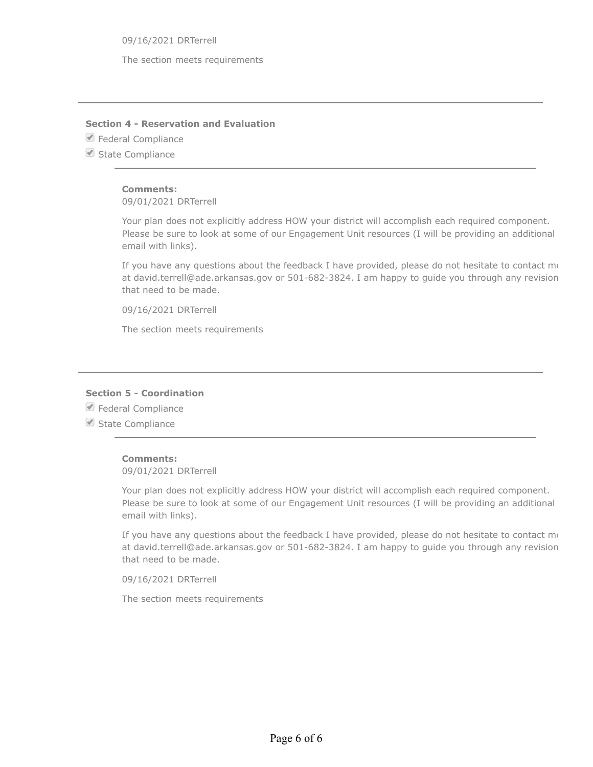09/16/2021 DRTerrell

The section meets requirements

---

**Section 4 - Reservation and Evaluation**

- [x] Federal Compliance
- [x] State Compliance

---

**Comments:**

09/01/2021 DRTerrell

Your plan does not explicitly address HOW your district will accomplish each required component. Please be sure to look at some of our Engagement Unit resources (I will be providing an additional email with links).

If you have any questions about the feedback I have provided, please do not hesitate to contact me at david.terrell@ade.arkansas.gov or 501-682-3824. I am happy to guide you through any revision that need to be made.

09/16/2021 DRTerrell

The section meets requirements

---

**Section 5 - Coordination**

- [x] Federal Compliance
- [x] State Compliance

---

**Comments:**

09/01/2021 DRTerrell

Your plan does not explicitly address HOW your district will accomplish each required component. Please be sure to look at some of our Engagement Unit resources (I will be providing an additional email with links).

If you have any questions about the feedback I have provided, please do not hesitate to contact me at david.terrell@ade.arkansas.gov or 501-682-3824. I am happy to guide you through any revision that need to be made.

09/16/2021 DRTerrell

The section meets requirements